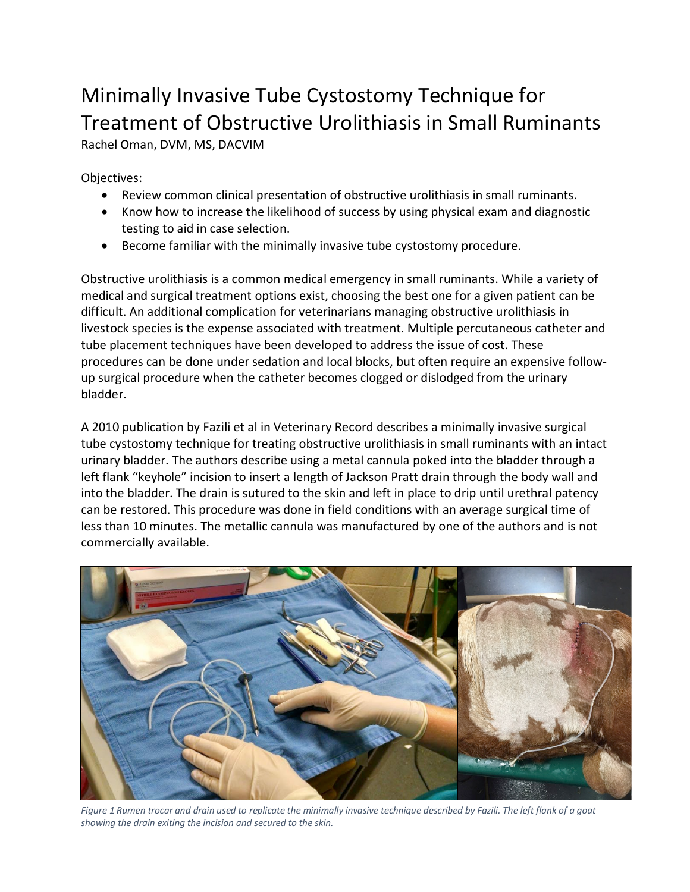# Minimally Invasive Tube Cystostomy Technique for Treatment of Obstructive Urolithiasis in Small Ruminants

Rachel Oman, DVM, MS, DACVIM

Objectives:

- Review common clinical presentation of obstructive urolithiasis in small ruminants.
- Know how to increase the likelihood of success by using physical exam and diagnostic testing to aid in case selection.
- Become familiar with the minimally invasive tube cystostomy procedure.

Obstructive urolithiasis is a common medical emergency in small ruminants. While a variety of medical and surgical treatment options exist, choosing the best one for a given patient can be difficult. An additional complication for veterinarians managing obstructive urolithiasis in livestock species is the expense associated with treatment. Multiple percutaneous catheter and tube placement techniques have been developed to address the issue of cost. These procedures can be done under sedation and local blocks, but often require an expensive follow-up surgical procedure when the catheter becomes clogged or dislodged from the urinary bladder.

A 2010 publication by Fazili et al in Veterinary Record describes a minimally invasive surgical tube cystostomy technique for treating obstructive urolithiasis in small ruminants with an intact urinary bladder. The authors describe using a metal cannula poked into the bladder through a left flank "keyhole" incision to insert a length of Jackson Pratt drain through the body wall and into the bladder. The drain is sutured to the skin and left in place to drip until urethral patency can be restored. This procedure was done in field conditions with an average surgical time of less than 10 minutes. The metallic cannula was manufactured by one of the authors and is not commercially available.

*Figure 1 Rumen trocar and drain used to replicate the minimally invasive technique described by Fazili. The left flank of a goat showing the drain exiting the incision and secured to the skin.*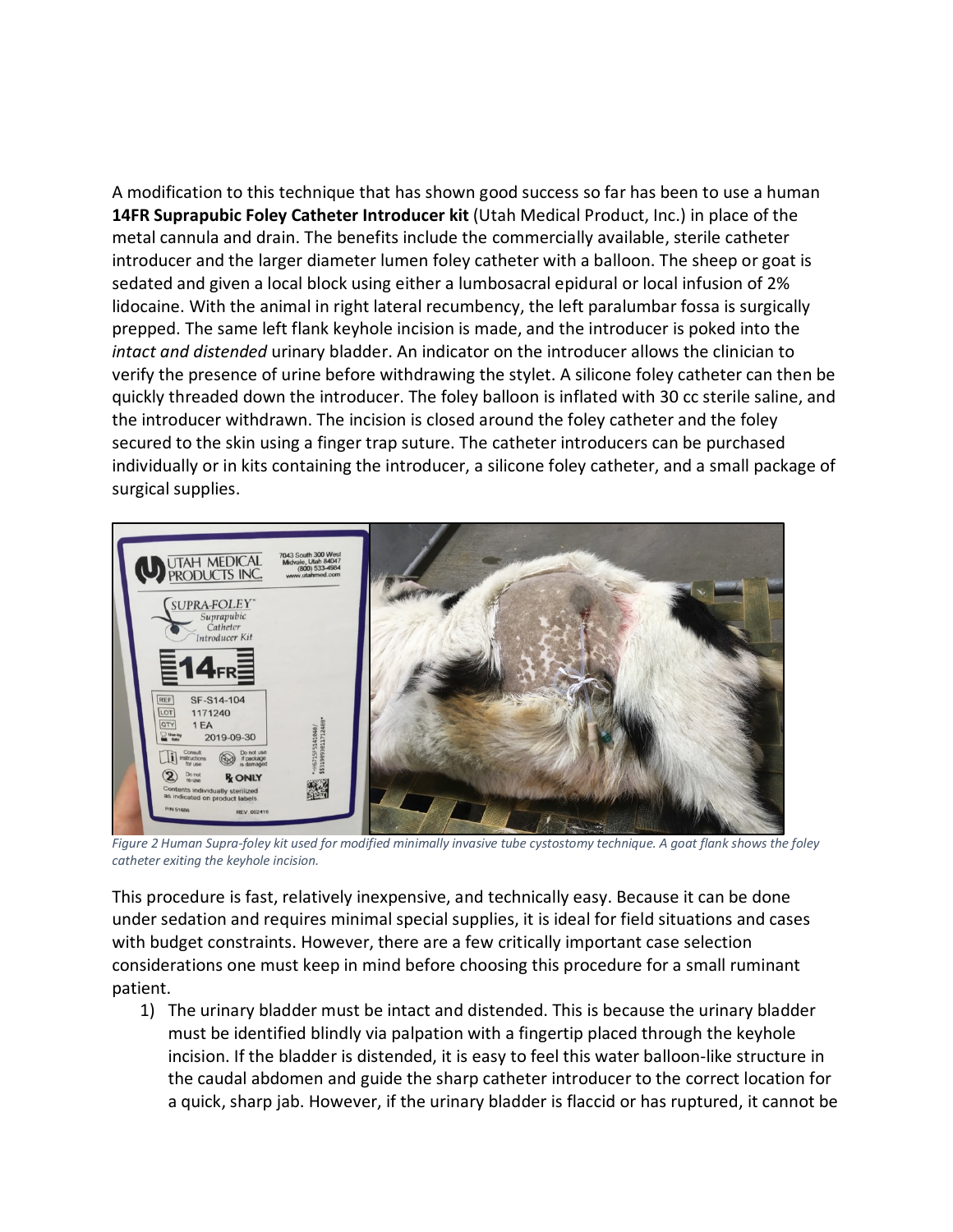A modification to this technique that has shown good success so far has been to use a human **14FR Suprapubic Foley Catheter Introducer kit** (Utah Medical Product, Inc.) in place of the metal cannula and drain. The benefits include the commercially available, sterile catheter introducer and the larger diameter lumen foley catheter with a balloon. The sheep or goat is sedated and given a local block using either a lumbosacral epidural or local infusion of 2% lidocaine. With the animal in right lateral recumbency, the left paralumbar fossa is surgically prepped. The same left flank keyhole incision is made, and the introducer is poked into the *intact and distended* urinary bladder. An indicator on the introducer allows the clinician to verify the presence of urine before withdrawing the stylet. A silicone foley catheter can then be quickly threaded down the introducer. The foley balloon is inflated with 30 cc sterile saline, and the introducer withdrawn. The incision is closed around the foley catheter and the foley secured to the skin using a finger trap suture. The catheter introducers can be purchased individually or in kits containing the introducer, a silicone foley catheter, and a small package of surgical supplies.

*Figure 2 Human Supra-foley kit used for modified minimally invasive tube cystostomy technique. A goat flank shows the foley catheter exiting the keyhole incision.*

This procedure is fast, relatively inexpensive, and technically easy. Because it can be done under sedation and requires minimal special supplies, it is ideal for field situations and cases with budget constraints. However, there are a few critically important case selection considerations one must keep in mind before choosing this procedure for a small ruminant patient.

1) The urinary bladder must be intact and distended. This is because the urinary bladder must be identified blindly via palpation with a fingertip placed through the keyhole incision. If the bladder is distended, it is easy to feel this water balloon-like structure in the caudal abdomen and guide the sharp catheter introducer to the correct location for a quick, sharp jab. However, if the urinary bladder is flaccid or has ruptured, it cannot be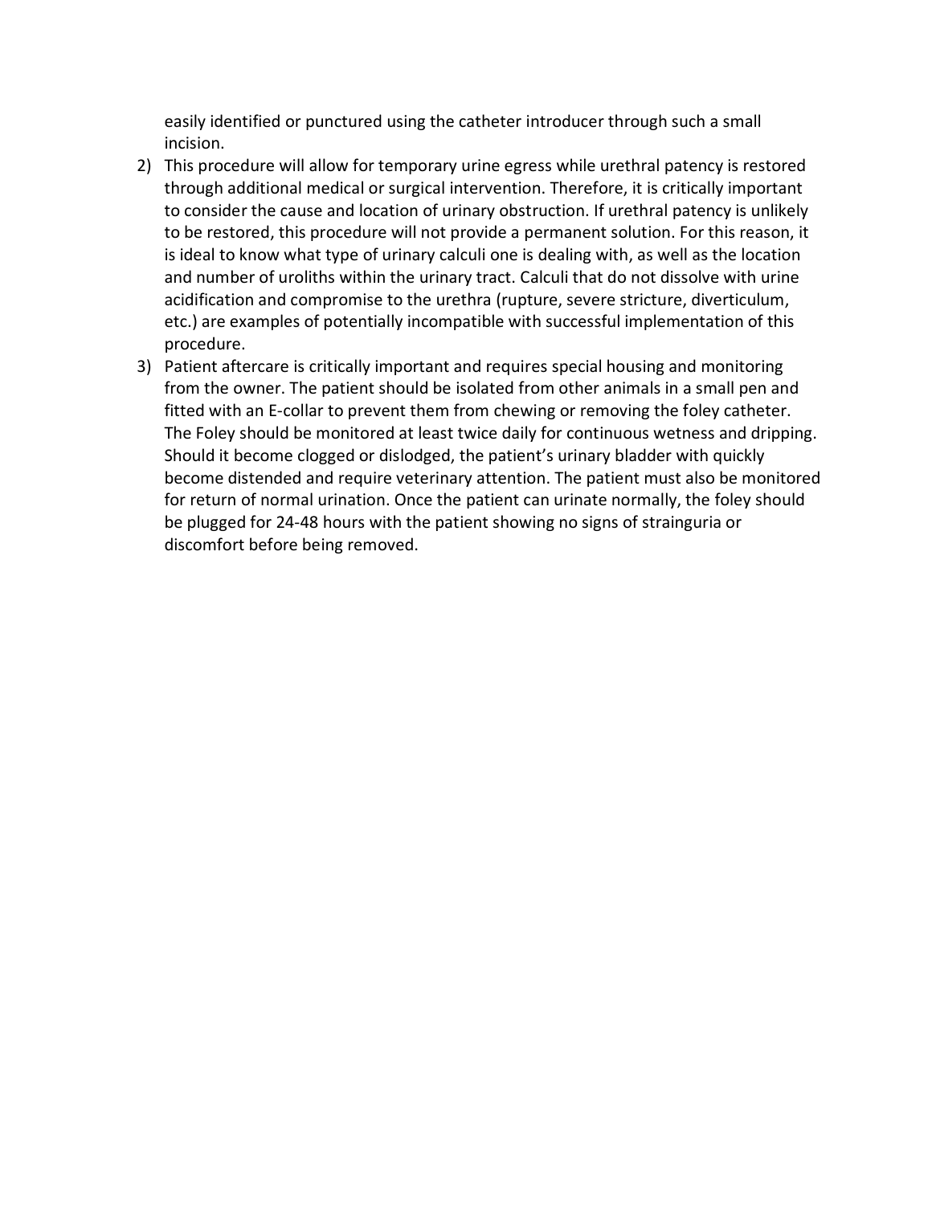easily identified or punctured using the catheter introducer through such a small incision.

2) This procedure will allow for temporary urine egress while urethral patency is restored through additional medical or surgical intervention. Therefore, it is critically important to consider the cause and location of urinary obstruction. If urethral patency is unlikely to be restored, this procedure will not provide a permanent solution. For this reason, it is ideal to know what type of urinary calculi one is dealing with, as well as the location and number of uroliths within the urinary tract. Calculi that do not dissolve with urine acidification and compromise to the urethra (rupture, severe stricture, diverticulum, etc.) are examples of potentially incompatible with successful implementation of this procedure.
3) Patient aftercare is critically important and requires special housing and monitoring from the owner. The patient should be isolated from other animals in a small pen and fitted with an E-collar to prevent them from chewing or removing the foley catheter. The Foley should be monitored at least twice daily for continuous wetness and dripping. Should it become clogged or dislodged, the patient's urinary bladder with quickly become distended and require veterinary attention. The patient must also be monitored for return of normal urination. Once the patient can urinate normally, the foley should be plugged for 24-48 hours with the patient showing no signs of strainguria or discomfort before being removed.